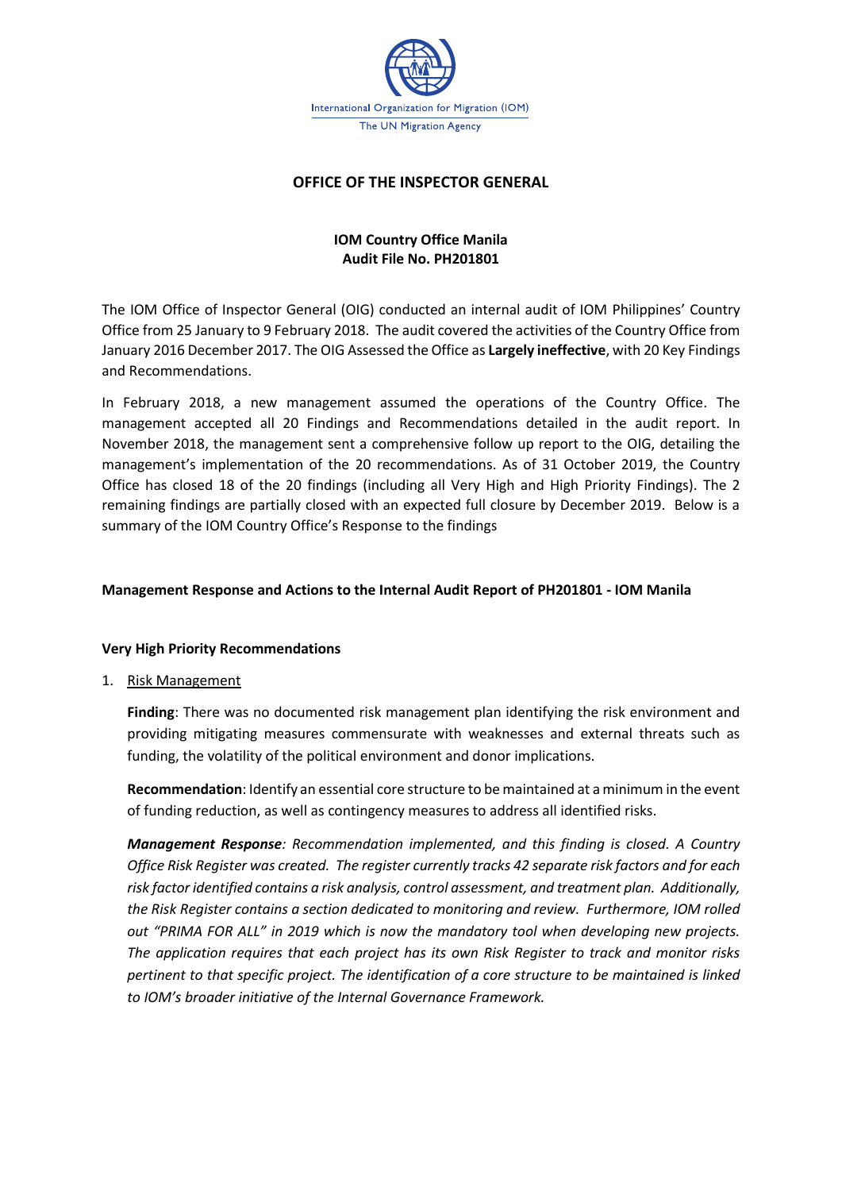International Organization for Migration (IOM)
The UN Migration Agency

# OFFICE OF THE INSPECTOR GENERAL

## IOM Country Office Manila
## Audit File No. PH201801

The IOM Office of Inspector General (OIG) conducted an internal audit of IOM Philippines' Country Office from 25 January to 9 February 2018. The audit covered the activities of the Country Office from January 2016 December 2017. The OIG Assessed the Office as **Largely ineffective**, with 20 Key Findings and Recommendations.

In February 2018, a new management assumed the operations of the Country Office. The management accepted all 20 Findings and Recommendations detailed in the audit report. In November 2018, the management sent a comprehensive follow up report to the OIG, detailing the management's implementation of the 20 recommendations. As of 31 October 2019, the Country Office has closed 18 of the 20 findings (including all Very High and High Priority Findings). The 2 remaining findings are partially closed with an expected full closure by December 2019. Below is a summary of the IOM Country Office's Response to the findings

### Management Response and Actions to the Internal Audit Report of PH201801 - IOM Manila

#### Very High Priority Recommendations

1. Risk Management

   **Finding**: There was no documented risk management plan identifying the risk environment and providing mitigating measures commensurate with weaknesses and external threats such as funding, the volatility of the political environment and donor implications.

   **Recommendation**: Identify an essential core structure to be maintained at a minimum in the event of funding reduction, as well as contingency measures to address all identified risks.

   ***Management Response**: Recommendation implemented, and this finding is closed. A Country Office Risk Register was created. The register currently tracks 42 separate risk factors and for each risk factor identified contains a risk analysis, control assessment, and treatment plan. Additionally, the Risk Register contains a section dedicated to monitoring and review. Furthermore, IOM rolled out "PRIMA FOR ALL" in 2019 which is now the mandatory tool when developing new projects. The application requires that each project has its own Risk Register to track and monitor risks pertinent to that specific project. The identification of a core structure to be maintained is linked to IOM's broader initiative of the Internal Governance Framework.*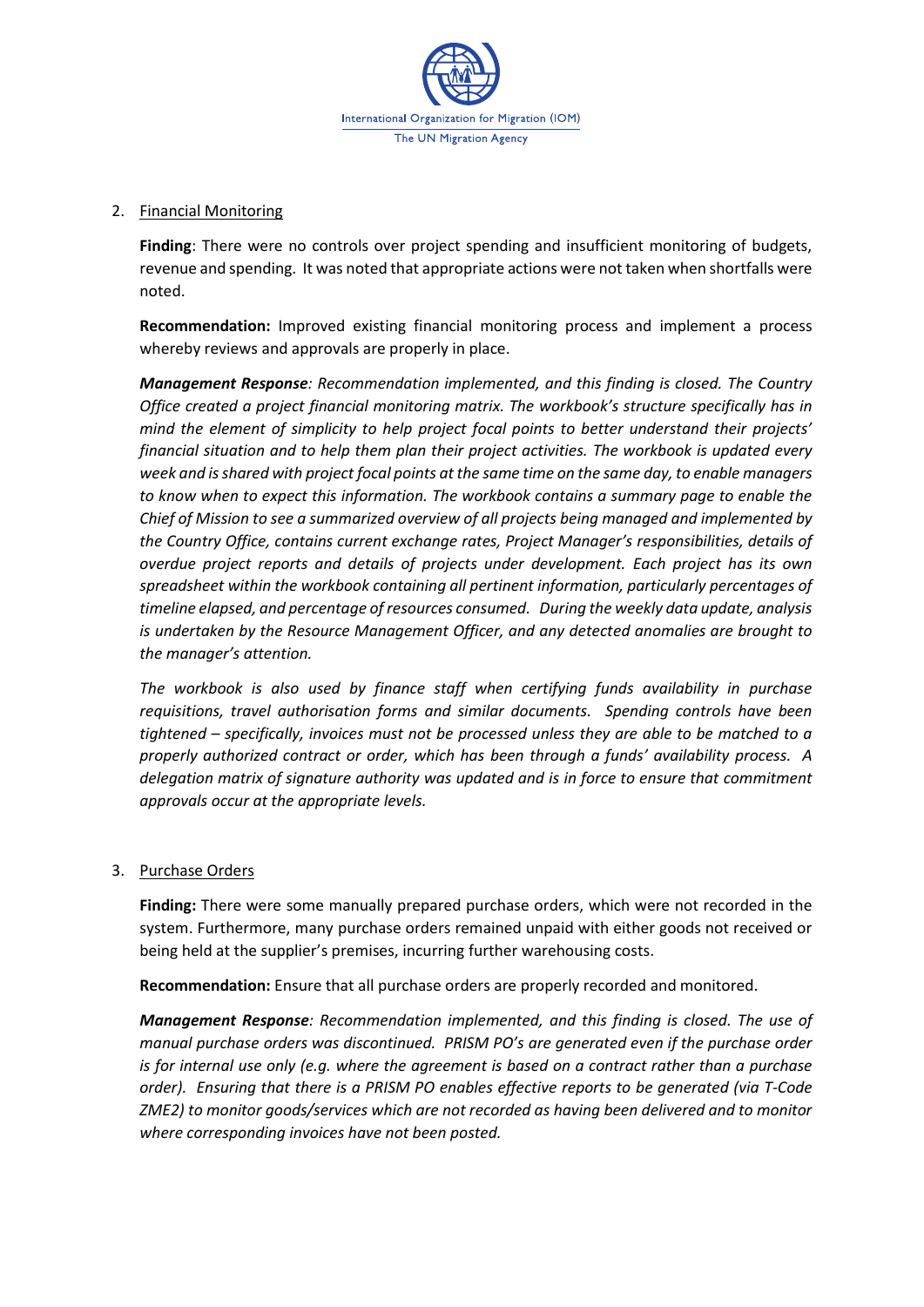2. Financial Monitoring

   **Finding**: There were no controls over project spending and insufficient monitoring of budgets, revenue and spending. It was noted that appropriate actions were not taken when shortfalls were noted.

   **Recommendation:** Improved existing financial monitoring process and implement a process whereby reviews and approvals are properly in place.

   ***Management Response****: Recommendation implemented, and this finding is closed. The Country Office created a project financial monitoring matrix. The workbook's structure specifically has in mind the element of simplicity to help project focal points to better understand their projects' financial situation and to help them plan their project activities. The workbook is updated every week and is shared with project focal points at the same time on the same day, to enable managers to know when to expect this information. The workbook contains a summary page to enable the Chief of Mission to see a summarized overview of all projects being managed and implemented by the Country Office, contains current exchange rates, Project Manager's responsibilities, details of overdue project reports and details of projects under development. Each project has its own spreadsheet within the workbook containing all pertinent information, particularly percentages of timeline elapsed, and percentage of resources consumed. During the weekly data update, analysis is undertaken by the Resource Management Officer, and any detected anomalies are brought to the manager's attention.*

   *The workbook is also used by finance staff when certifying funds availability in purchase requisitions, travel authorisation forms and similar documents. Spending controls have been tightened – specifically, invoices must not be processed unless they are able to be matched to a properly authorized contract or order, which has been through a funds' availability process. A delegation matrix of signature authority was updated and is in force to ensure that commitment approvals occur at the appropriate levels.*

3. Purchase Orders

   **Finding:** There were some manually prepared purchase orders, which were not recorded in the system. Furthermore, many purchase orders remained unpaid with either goods not received or being held at the supplier's premises, incurring further warehousing costs.

   **Recommendation:** Ensure that all purchase orders are properly recorded and monitored.

   ***Management Response****: Recommendation implemented, and this finding is closed. The use of manual purchase orders was discontinued. PRISM PO's are generated even if the purchase order is for internal use only (e.g. where the agreement is based on a contract rather than a purchase order). Ensuring that there is a PRISM PO enables effective reports to be generated (via T-Code ZME2) to monitor goods/services which are not recorded as having been delivered and to monitor where corresponding invoices have not been posted.*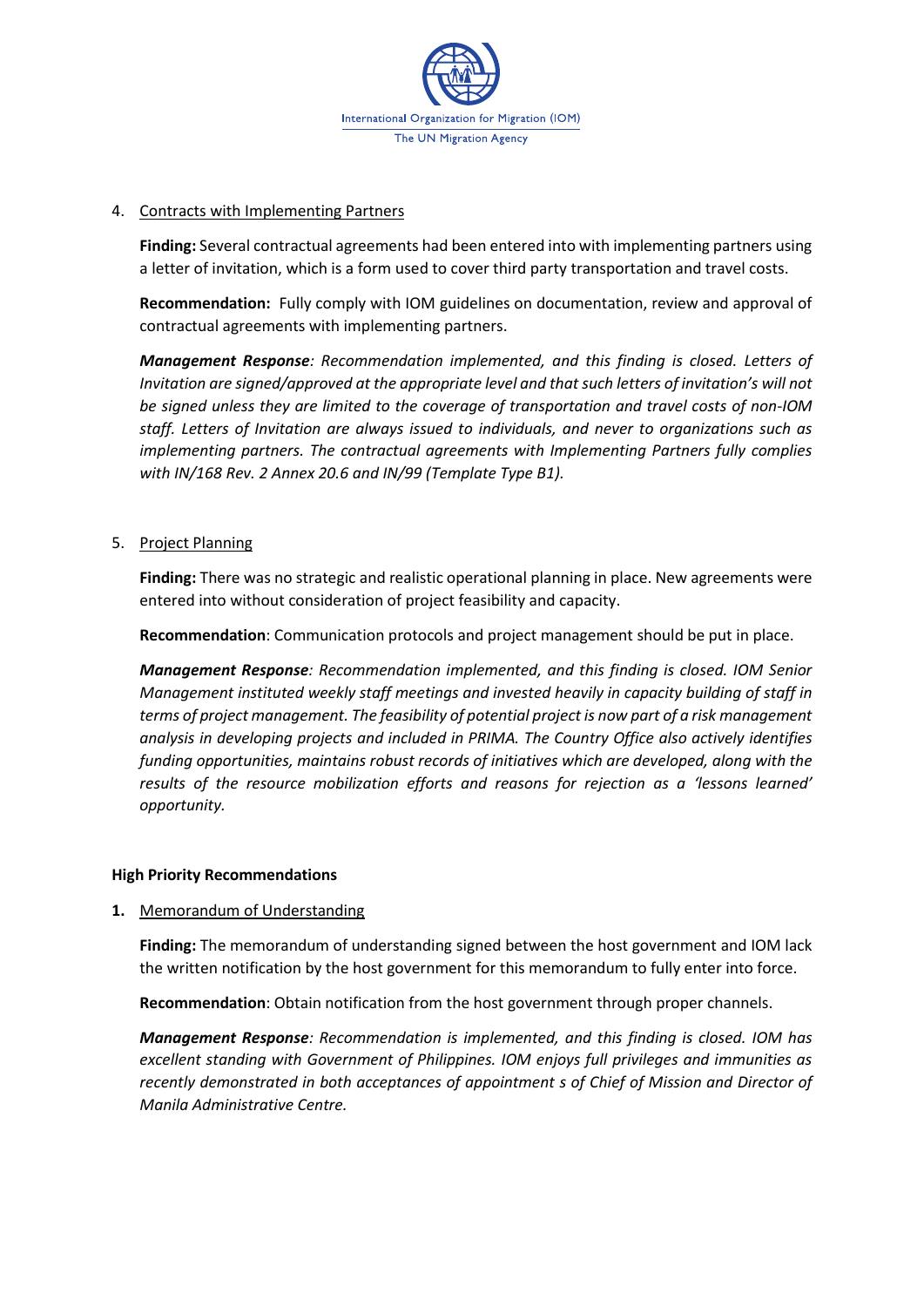4. <u>Contracts with Implementing Partners</u>

   **Finding:** Several contractual agreements had been entered into with implementing partners using a letter of invitation, which is a form used to cover third party transportation and travel costs.

   **Recommendation:** Fully comply with IOM guidelines on documentation, review and approval of contractual agreements with implementing partners.

   ***Management Response****: Recommendation implemented, and this finding is closed. Letters of Invitation are signed/approved at the appropriate level and that such letters of invitation's will not be signed unless they are limited to the coverage of transportation and travel costs of non-IOM staff. Letters of Invitation are always issued to individuals, and never to organizations such as implementing partners. The contractual agreements with Implementing Partners fully complies with IN/168 Rev. 2 Annex 20.6 and IN/99 (Template Type B1).*

5. <u>Project Planning</u>

   **Finding:** There was no strategic and realistic operational planning in place. New agreements were entered into without consideration of project feasibility and capacity.

   **Recommendation**: Communication protocols and project management should be put in place.

   ***Management Response****: Recommendation implemented, and this finding is closed. IOM Senior Management instituted weekly staff meetings and invested heavily in capacity building of staff in terms of project management. The feasibility of potential project is now part of a risk management analysis in developing projects and included in PRIMA. The Country Office also actively identifies funding opportunities, maintains robust records of initiatives which are developed, along with the results of the resource mobilization efforts and reasons for rejection as a 'lessons learned' opportunity.*

**High Priority Recommendations**

**1.** <u>Memorandum of Understanding</u>

   **Finding:** The memorandum of understanding signed between the host government and IOM lack the written notification by the host government for this memorandum to fully enter into force.

   **Recommendation**: Obtain notification from the host government through proper channels.

   ***Management Response****: Recommendation is implemented, and this finding is closed. IOM has excellent standing with Government of Philippines. IOM enjoys full privileges and immunities as recently demonstrated in both acceptances of appointment s of Chief of Mission and Director of Manila Administrative Centre.*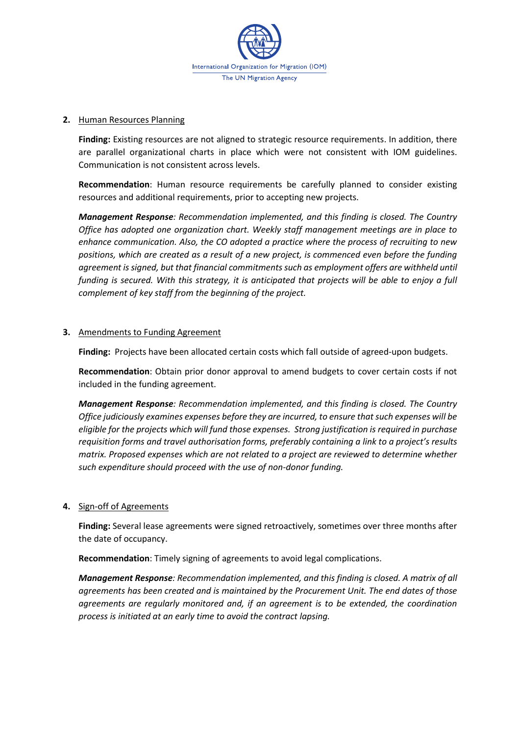**2.** Human Resources Planning

**Finding:** Existing resources are not aligned to strategic resource requirements. In addition, there are parallel organizational charts in place which were not consistent with IOM guidelines. Communication is not consistent across levels.

**Recommendation**: Human resource requirements be carefully planned to consider existing resources and additional requirements, prior to accepting new projects.

***Management Response****: Recommendation implemented, and this finding is closed. The Country Office has adopted one organization chart. Weekly staff management meetings are in place to enhance communication. Also, the CO adopted a practice where the process of recruiting to new positions, which are created as a result of a new project, is commenced even before the funding agreement is signed, but that financial commitments such as employment offers are withheld until funding is secured. With this strategy, it is anticipated that projects will be able to enjoy a full complement of key staff from the beginning of the project.*

**3.** Amendments to Funding Agreement

**Finding:** Projects have been allocated certain costs which fall outside of agreed-upon budgets.

**Recommendation**: Obtain prior donor approval to amend budgets to cover certain costs if not included in the funding agreement.

***Management Response****: Recommendation implemented, and this finding is closed. The Country Office judiciously examines expenses before they are incurred, to ensure that such expenses will be eligible for the projects which will fund those expenses. Strong justification is required in purchase requisition forms and travel authorisation forms, preferably containing a link to a project's results matrix. Proposed expenses which are not related to a project are reviewed to determine whether such expenditure should proceed with the use of non-donor funding.*

**4.** Sign-off of Agreements

**Finding:** Several lease agreements were signed retroactively, sometimes over three months after the date of occupancy.

**Recommendation**: Timely signing of agreements to avoid legal complications.

***Management Response****: Recommendation implemented, and this finding is closed. A matrix of all agreements has been created and is maintained by the Procurement Unit. The end dates of those agreements are regularly monitored and, if an agreement is to be extended, the coordination process is initiated at an early time to avoid the contract lapsing.*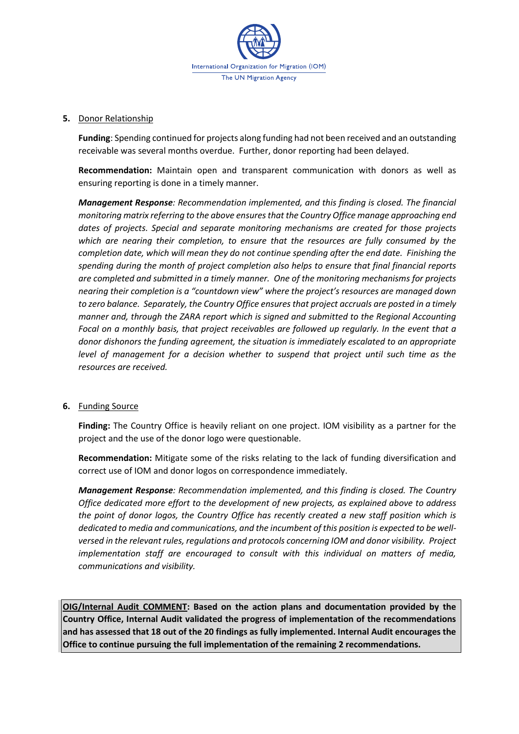**5.** Donor Relationship

**Funding**: Spending continued for projects along funding had not been received and an outstanding receivable was several months overdue. Further, donor reporting had been delayed.

**Recommendation:** Maintain open and transparent communication with donors as well as ensuring reporting is done in a timely manner.

***Management Response**: Recommendation implemented, and this finding is closed. The financial monitoring matrix referring to the above ensures that the Country Office manage approaching end dates of projects. Special and separate monitoring mechanisms are created for those projects which are nearing their completion, to ensure that the resources are fully consumed by the completion date, which will mean they do not continue spending after the end date. Finishing the spending during the month of project completion also helps to ensure that final financial reports are completed and submitted in a timely manner. One of the monitoring mechanisms for projects nearing their completion is a "countdown view" where the project's resources are managed down to zero balance. Separately, the Country Office ensures that project accruals are posted in a timely manner and, through the ZARA report which is signed and submitted to the Regional Accounting Focal on a monthly basis, that project receivables are followed up regularly. In the event that a donor dishonors the funding agreement, the situation is immediately escalated to an appropriate level of management for a decision whether to suspend that project until such time as the resources are received.*

**6.** Funding Source

**Finding:** The Country Office is heavily reliant on one project. IOM visibility as a partner for the project and the use of the donor logo were questionable.

**Recommendation:** Mitigate some of the risks relating to the lack of funding diversification and correct use of IOM and donor logos on correspondence immediately.

***Management Response**: Recommendation implemented, and this finding is closed. The Country Office dedicated more effort to the development of new projects, as explained above to address the point of donor logos, the Country Office has recently created a new staff position which is dedicated to media and communications, and the incumbent of this position is expected to be well-versed in the relevant rules, regulations and protocols concerning IOM and donor visibility. Project implementation staff are encouraged to consult with this individual on matters of media, communications and visibility.*

**OIG/Internal Audit COMMENT: Based on the action plans and documentation provided by the Country Office, Internal Audit validated the progress of implementation of the recommendations and has assessed that 18 out of the 20 findings as fully implemented. Internal Audit encourages the Office to continue pursuing the full implementation of the remaining 2 recommendations.**